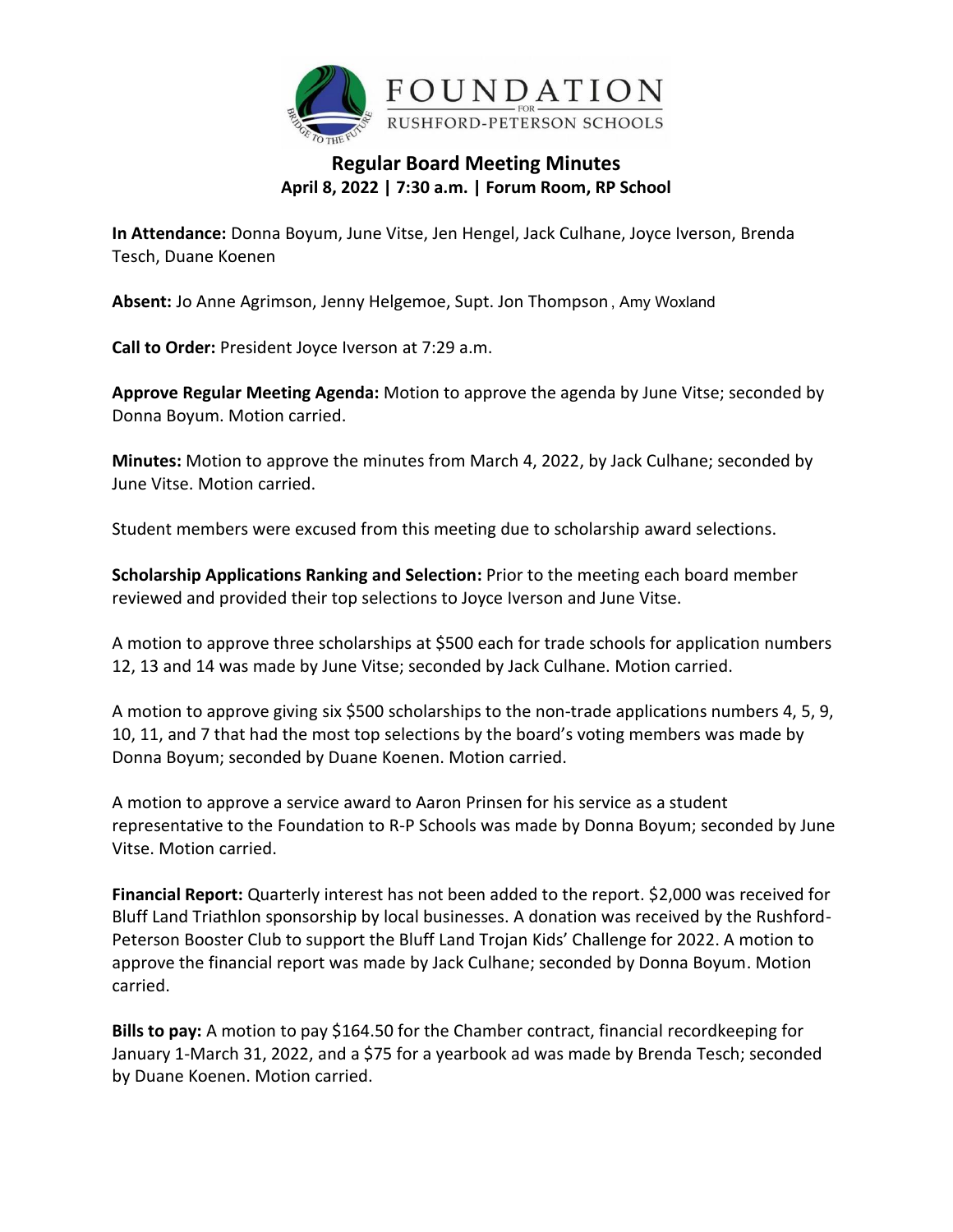FOUNDATION FOR RUSHFORD-PETERSON SCHOOLS

## Regular Board Meeting Minutes
**April 8, 2022 | 7:30 a.m. | Forum Room, RP School**

**In Attendance:** Donna Boyum, June Vitse, Jen Hengel, Jack Culhane, Joyce Iverson, Brenda Tesch, Duane Koenen

**Absent:** Jo Anne Agrimson, Jenny Helgemoe, Supt. Jon Thompson, Amy Woxland

**Call to Order:** President Joyce Iverson at 7:29 a.m.

**Approve Regular Meeting Agenda:** Motion to approve the agenda by June Vitse; seconded by Donna Boyum. Motion carried.

**Minutes:** Motion to approve the minutes from March 4, 2022, by Jack Culhane; seconded by June Vitse. Motion carried.

Student members were excused from this meeting due to scholarship award selections.

**Scholarship Applications Ranking and Selection:** Prior to the meeting each board member reviewed and provided their top selections to Joyce Iverson and June Vitse.

A motion to approve three scholarships at $500 each for trade schools for application numbers 12, 13 and 14 was made by June Vitse; seconded by Jack Culhane. Motion carried.

A motion to approve giving six $500 scholarships to the non-trade applications numbers 4, 5, 9, 10, 11, and 7 that had the most top selections by the board's voting members was made by Donna Boyum; seconded by Duane Koenen. Motion carried.

A motion to approve a service award to Aaron Prinsen for his service as a student representative to the Foundation to R-P Schools was made by Donna Boyum; seconded by June Vitse. Motion carried.

**Financial Report:** Quarterly interest has not been added to the report. $2,000 was received for Bluff Land Triathlon sponsorship by local businesses. A donation was received by the Rushford-Peterson Booster Club to support the Bluff Land Trojan Kids' Challenge for 2022. A motion to approve the financial report was made by Jack Culhane; seconded by Donna Boyum. Motion carried.

**Bills to pay:** A motion to pay $164.50 for the Chamber contract, financial recordkeeping for January 1-March 31, 2022, and a $75 for a yearbook ad was made by Brenda Tesch; seconded by Duane Koenen. Motion carried.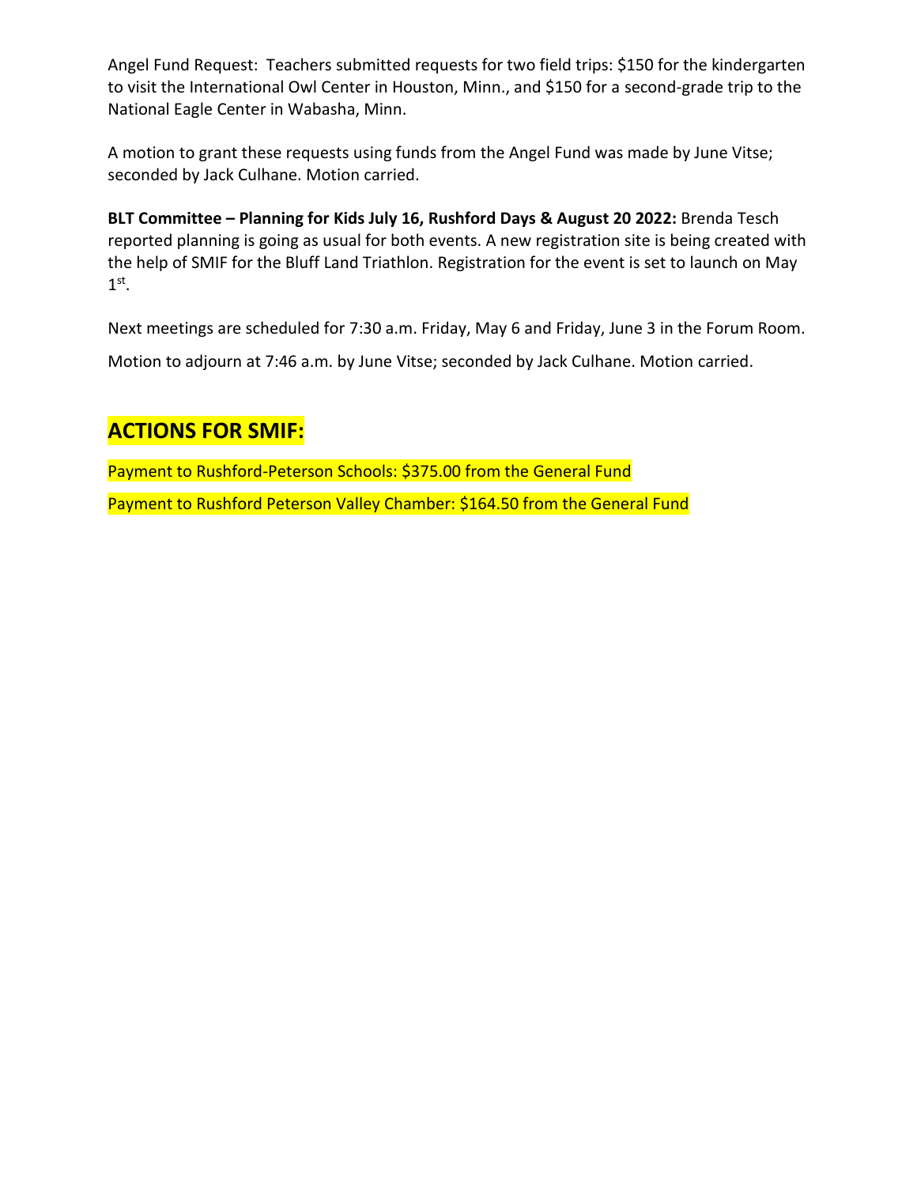Angel Fund Request: Teachers submitted requests for two field trips: $150 for the kindergarten to visit the International Owl Center in Houston, Minn., and $150 for a second-grade trip to the National Eagle Center in Wabasha, Minn.

A motion to grant these requests using funds from the Angel Fund was made by June Vitse; seconded by Jack Culhane. Motion carried.

**BLT Committee – Planning for Kids July 16, Rushford Days & August 20 2022:** Brenda Tesch reported planning is going as usual for both events. A new registration site is being created with the help of SMIF for the Bluff Land Triathlon. Registration for the event is set to launch on May 1st.

Next meetings are scheduled for 7:30 a.m. Friday, May 6 and Friday, June 3 in the Forum Room.

Motion to adjourn at 7:46 a.m. by June Vitse; seconded by Jack Culhane. Motion carried.

## ACTIONS FOR SMIF:

Payment to Rushford-Peterson Schools: $375.00 from the General Fund

Payment to Rushford Peterson Valley Chamber: $164.50 from the General Fund